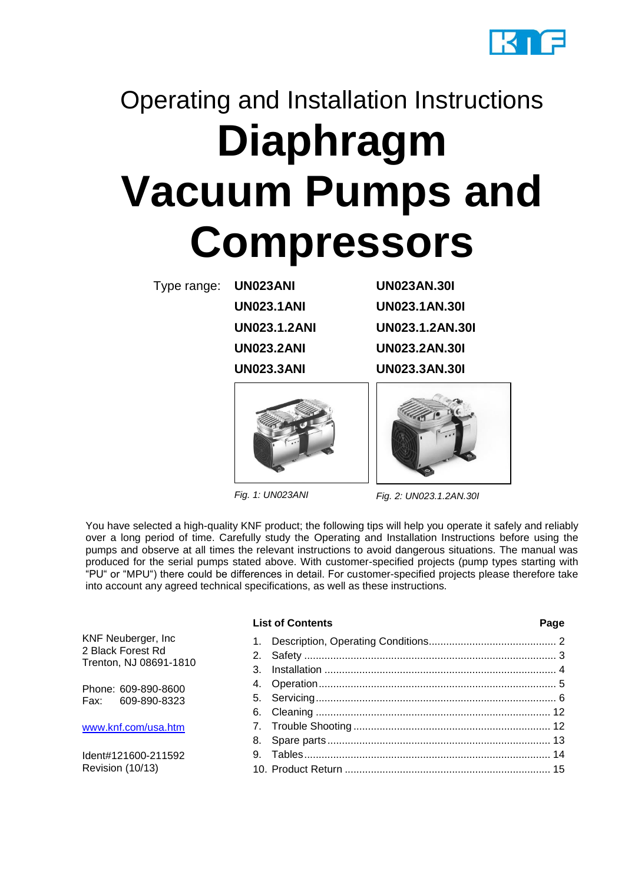Operating and Installation Instructions

# Diaphragm Vacuum Pumps and Compressors

Type range:

| UN023ANI | UN023AN.30I |
|---|---|
| UN023.1ANI | UN023.1AN.30I |
| UN023.1.2ANI | UN023.1.2AN.30I |
| UN023.2ANI | UN023.2AN.30I |
| UN023.3ANI | UN023.3AN.30I |

*Fig. 1: UN023ANI*

*Fig. 2: UN023.1.2AN.30I*

You have selected a high-quality KNF product; the following tips will help you operate it safely and reliably over a long period of time. Carefully study the Operating and Installation Instructions before using the pumps and observe at all times the relevant instructions to avoid dangerous situations. The manual was produced for the serial pumps stated above. With customer-specified projects (pump types starting with "PU" or "MPU") there could be differences in detail. For customer-specified projects please therefore take into account any agreed technical specifications, as well as these instructions.

KNF Neuberger, Inc
2 Black Forest Rd
Trenton, NJ 08691-1810

Phone: 609-890-8600
Fax: 609-890-8323

www.knf.com/usa.htm

Ident#121600-211592
Revision (10/13)

**List of Contents**

| | | Page |
|---|---|---|
| 1. | Description, Operating Conditions | 2 |
| 2. | Safety | 3 |
| 3. | Installation | 4 |
| 4. | Operation | 5 |
| 5. | Servicing | 6 |
| 6. | Cleaning | 12 |
| 7. | Trouble Shooting | 12 |
| 8. | Spare parts | 13 |
| 9. | Tables | 14 |
| 10. | Product Return | 15 |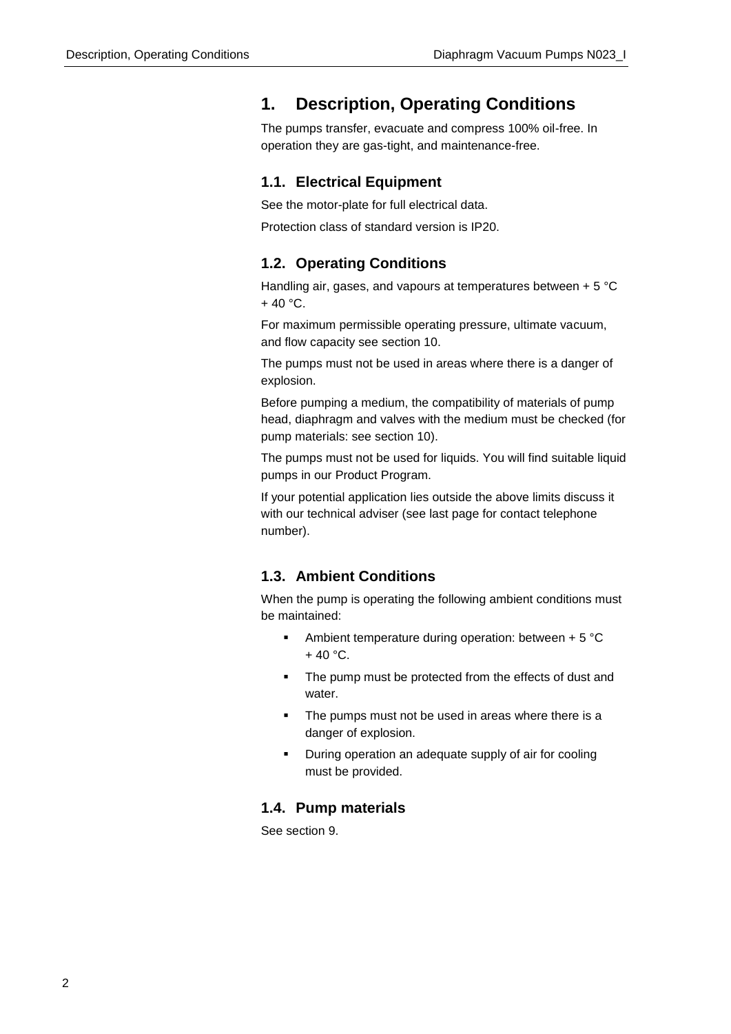# 1. Description, Operating Conditions

The pumps transfer, evacuate and compress 100% oil-free. In operation they are gas-tight, and maintenance-free.

## 1.1. Electrical Equipment

See the motor-plate for full electrical data.

Protection class of standard version is IP20.

## 1.2. Operating Conditions

Handling air, gases, and vapours at temperatures between + 5 °C + 40 °C.

For maximum permissible operating pressure, ultimate vacuum, and flow capacity see section 10.

The pumps must not be used in areas where there is a danger of explosion.

Before pumping a medium, the compatibility of materials of pump head, diaphragm and valves with the medium must be checked (for pump materials: see section 10).

The pumps must not be used for liquids. You will find suitable liquid pumps in our Product Program.

If your potential application lies outside the above limits discuss it with our technical adviser (see last page for contact telephone number).

## 1.3. Ambient Conditions

When the pump is operating the following ambient conditions must be maintained:

- Ambient temperature during operation: between + 5 °C + 40 °C.
- The pump must be protected from the effects of dust and water.
- The pumps must not be used in areas where there is a danger of explosion.
- During operation an adequate supply of air for cooling must be provided.

## 1.4. Pump materials

See section 9.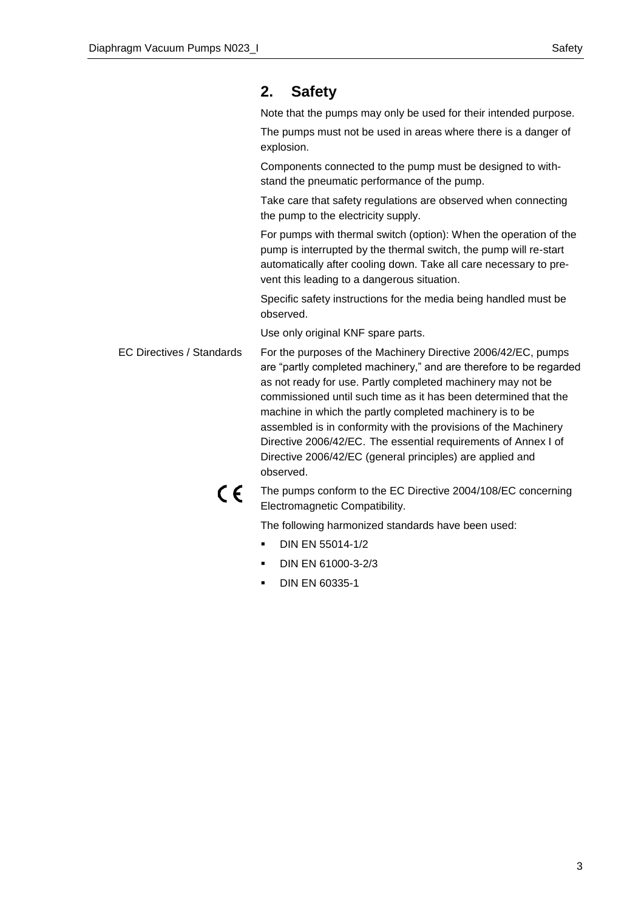## 2. Safety

Note that the pumps may only be used for their intended purpose.

The pumps must not be used in areas where there is a danger of explosion.

Components connected to the pump must be designed to withstand the pneumatic performance of the pump.

Take care that safety regulations are observed when connecting the pump to the electricity supply.

For pumps with thermal switch (option): When the operation of the pump is interrupted by the thermal switch, the pump will re-start automatically after cooling down. Take all care necessary to prevent this leading to a dangerous situation.

Specific safety instructions for the media being handled must be observed.

Use only original KNF spare parts.

EC Directives / Standards

For the purposes of the Machinery Directive 2006/42/EC, pumps are "partly completed machinery," and are therefore to be regarded as not ready for use. Partly completed machinery may not be commissioned until such time as it has been determined that the machine in which the partly completed machinery is to be assembled is in conformity with the provisions of the Machinery Directive 2006/42/EC. The essential requirements of Annex I of Directive 2006/42/EC (general principles) are applied and observed.

CE

The pumps conform to the EC Directive 2004/108/EC concerning Electromagnetic Compatibility.

The following harmonized standards have been used:

- DIN EN 55014-1/2
- DIN EN 61000-3-2/3
- DIN EN 60335-1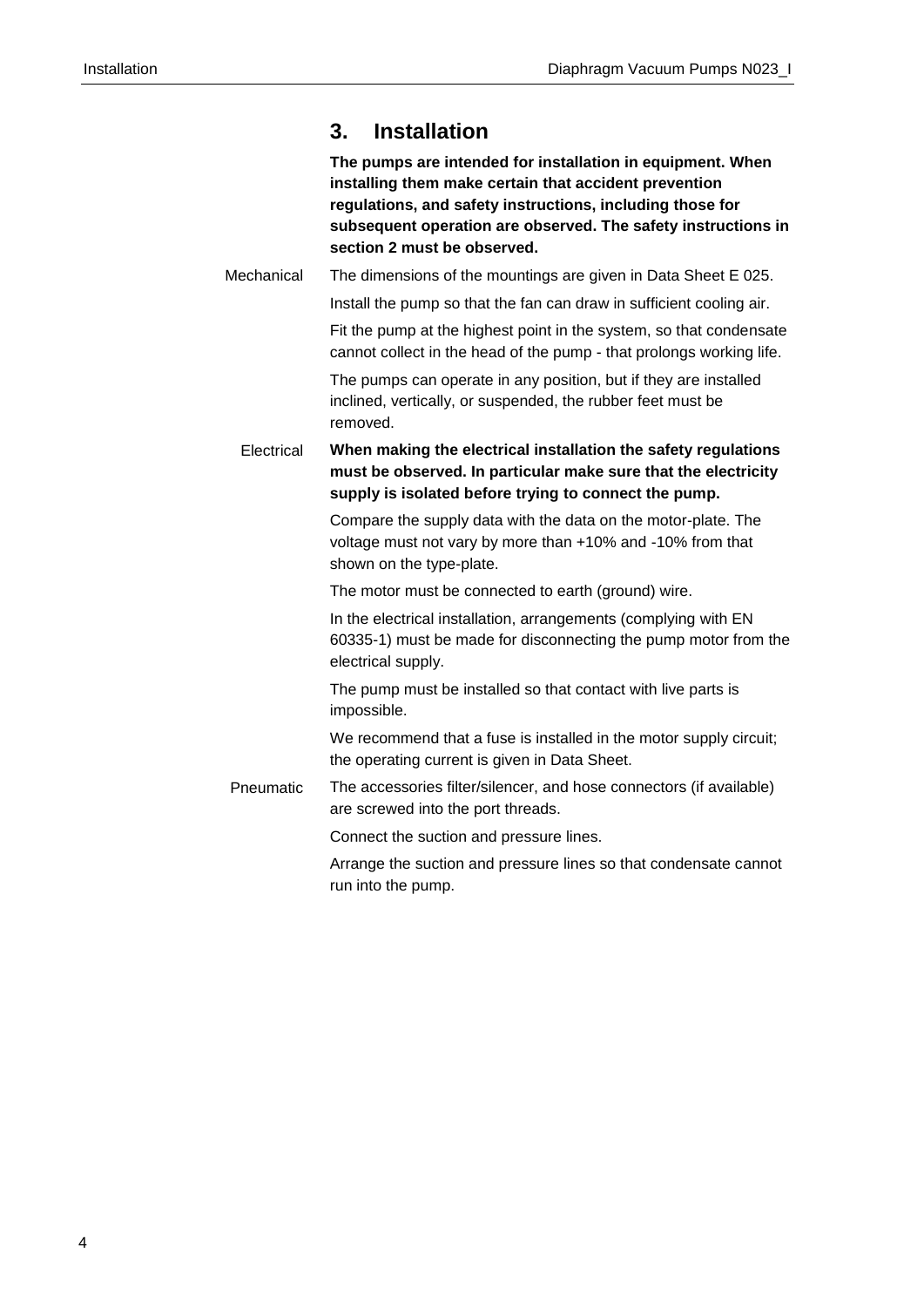## 3. Installation

**The pumps are intended for installation in equipment. When installing them make certain that accident prevention regulations, and safety instructions, including those for subsequent operation are observed. The safety instructions in section 2 must be observed.**

Mechanical

The dimensions of the mountings are given in Data Sheet E 025.

Install the pump so that the fan can draw in sufficient cooling air.

Fit the pump at the highest point in the system, so that condensate cannot collect in the head of the pump - that prolongs working life.

The pumps can operate in any position, but if they are installed inclined, vertically, or suspended, the rubber feet must be removed.

Electrical

**When making the electrical installation the safety regulations must be observed. In particular make sure that the electricity supply is isolated before trying to connect the pump.**

Compare the supply data with the data on the motor-plate. The voltage must not vary by more than +10% and -10% from that shown on the type-plate.

The motor must be connected to earth (ground) wire.

In the electrical installation, arrangements (complying with EN 60335-1) must be made for disconnecting the pump motor from the electrical supply.

The pump must be installed so that contact with live parts is impossible.

We recommend that a fuse is installed in the motor supply circuit; the operating current is given in Data Sheet.

Pneumatic

The accessories filter/silencer, and hose connectors (if available) are screwed into the port threads.

Connect the suction and pressure lines.

Arrange the suction and pressure lines so that condensate cannot run into the pump.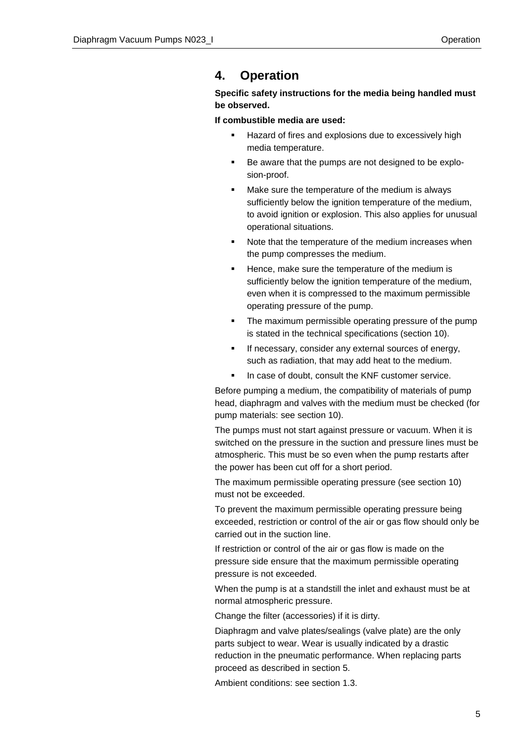# 4. Operation

**Specific safety instructions for the media being handled must be observed.**

**If combustible media are used:**

- Hazard of fires and explosions due to excessively high media temperature.
- Be aware that the pumps are not designed to be explosion-proof.
- Make sure the temperature of the medium is always sufficiently below the ignition temperature of the medium, to avoid ignition or explosion. This also applies for unusual operational situations.
- Note that the temperature of the medium increases when the pump compresses the medium.
- Hence, make sure the temperature of the medium is sufficiently below the ignition temperature of the medium, even when it is compressed to the maximum permissible operating pressure of the pump.
- The maximum permissible operating pressure of the pump is stated in the technical specifications (section 10).
- If necessary, consider any external sources of energy, such as radiation, that may add heat to the medium.
- In case of doubt, consult the KNF customer service.

Before pumping a medium, the compatibility of materials of pump head, diaphragm and valves with the medium must be checked (for pump materials: see section 10).

The pumps must not start against pressure or vacuum. When it is switched on the pressure in the suction and pressure lines must be atmospheric. This must be so even when the pump restarts after the power has been cut off for a short period.

The maximum permissible operating pressure (see section 10) must not be exceeded.

To prevent the maximum permissible operating pressure being exceeded, restriction or control of the air or gas flow should only be carried out in the suction line.

If restriction or control of the air or gas flow is made on the pressure side ensure that the maximum permissible operating pressure is not exceeded.

When the pump is at a standstill the inlet and exhaust must be at normal atmospheric pressure.

Change the filter (accessories) if it is dirty.

Diaphragm and valve plates/sealings (valve plate) are the only parts subject to wear. Wear is usually indicated by a drastic reduction in the pneumatic performance. When replacing parts proceed as described in section 5.

Ambient conditions: see section 1.3.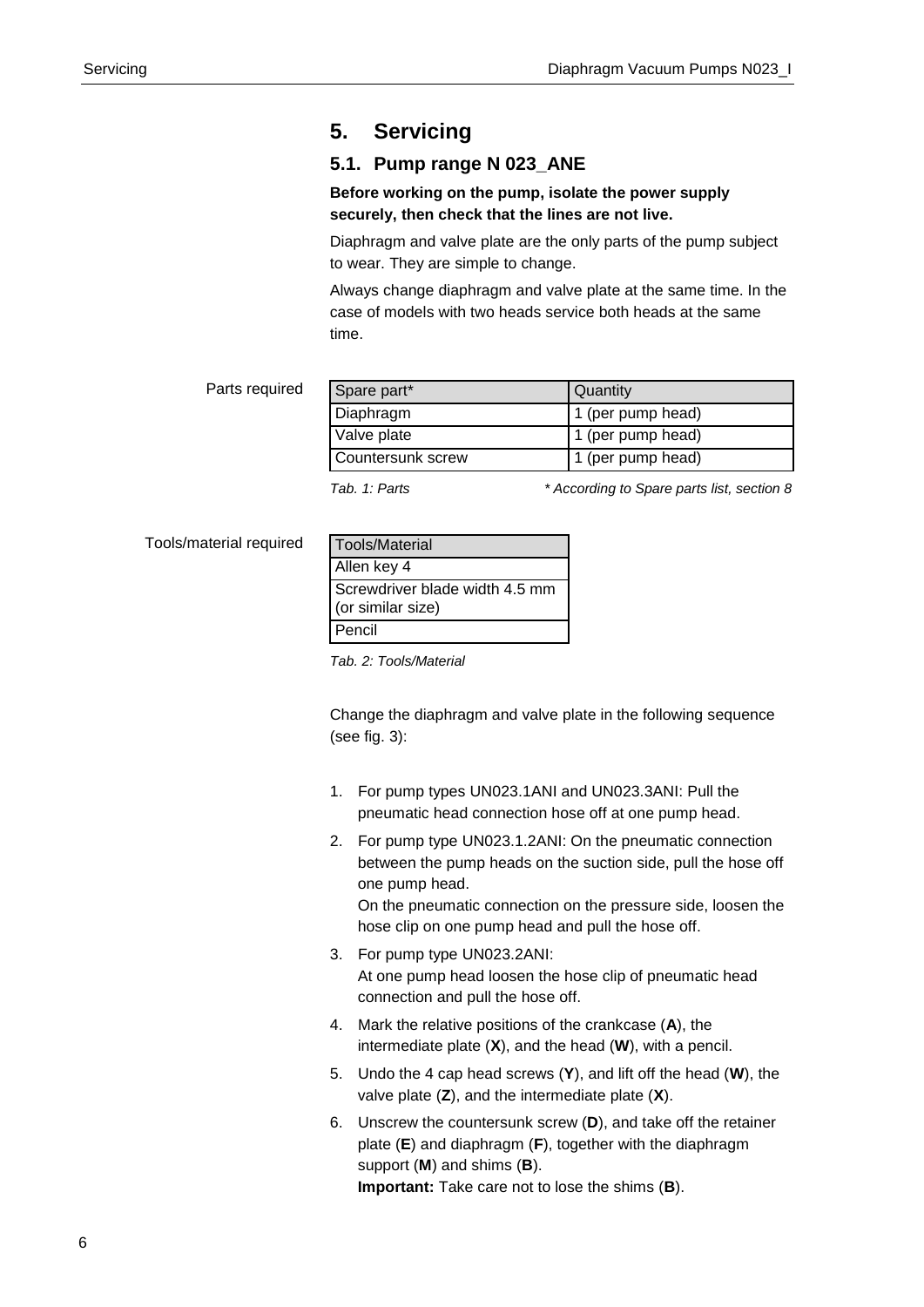# 5. Servicing

## 5.1. Pump range N 023_ANE

**Before working on the pump, isolate the power supply securely, then check that the lines are not live.**

Diaphragm and valve plate are the only parts of the pump subject to wear. They are simple to change.

Always change diaphragm and valve plate at the same time. In the case of models with two heads service both heads at the same time.

Parts required

| Spare part* | Quantity |
|---|---|
| Diaphragm | 1 (per pump head) |
| Valve plate | 1 (per pump head) |
| Countersunk screw | 1 (per pump head) |

*Tab. 1: Parts* &emsp; *\* According to Spare parts list, section 8*

Tools/material required

| Tools/Material |
|---|
| Allen key 4 |
| Screwdriver blade width 4.5 mm (or similar size) |
| Pencil |

*Tab. 2: Tools/Material*

Change the diaphragm and valve plate in the following sequence (see fig. 3):

1. For pump types UN023.1ANI and UN023.3ANI: Pull the pneumatic head connection hose off at one pump head.
2. For pump type UN023.1.2ANI: On the pneumatic connection between the pump heads on the suction side, pull the hose off one pump head.
   On the pneumatic connection on the pressure side, loosen the hose clip on one pump head and pull the hose off.
3. For pump type UN023.2ANI:
   At one pump head loosen the hose clip of pneumatic head connection and pull the hose off.
4. Mark the relative positions of the crankcase (**A**), the intermediate plate (**X**), and the head (**W**), with a pencil.
5. Undo the 4 cap head screws (**Y**), and lift off the head (**W**), the valve plate (**Z**), and the intermediate plate (**X**).
6. Unscrew the countersunk screw (**D**), and take off the retainer plate (**E**) and diaphragm (**F**), together with the diaphragm support (**M**) and shims (**B**).
   **Important:** Take care not to lose the shims (**B**).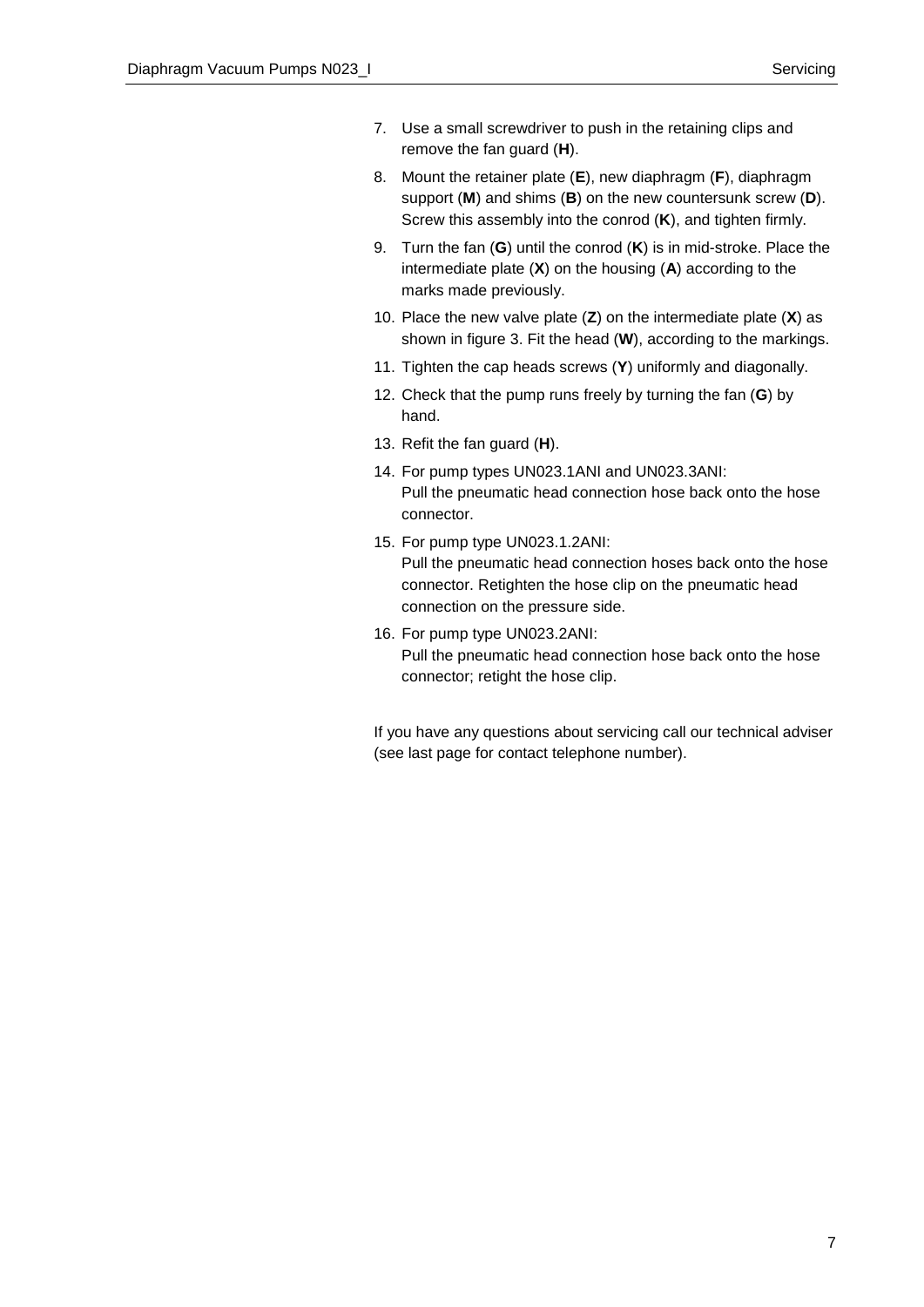7. Use a small screwdriver to push in the retaining clips and remove the fan guard (**H**).
8. Mount the retainer plate (**E**), new diaphragm (**F**), diaphragm support (**M**) and shims (**B**) on the new countersunk screw (**D**). Screw this assembly into the conrod (**K**), and tighten firmly.
9. Turn the fan (**G**) until the conrod (**K**) is in mid-stroke. Place the intermediate plate (**X**) on the housing (**A**) according to the marks made previously.
10. Place the new valve plate (**Z**) on the intermediate plate (**X**) as shown in figure 3. Fit the head (**W**), according to the markings.
11. Tighten the cap heads screws (**Y**) uniformly and diagonally.
12. Check that the pump runs freely by turning the fan (**G**) by hand.
13. Refit the fan guard (**H**).
14. For pump types UN023.1ANI and UN023.3ANI:
    Pull the pneumatic head connection hose back onto the hose connector.
15. For pump type UN023.1.2ANI:
    Pull the pneumatic head connection hoses back onto the hose connector. Retighten the hose clip on the pneumatic head connection on the pressure side.
16. For pump type UN023.2ANI:
    Pull the pneumatic head connection hose back onto the hose connector; retight the hose clip.

If you have any questions about servicing call our technical adviser (see last page for contact telephone number).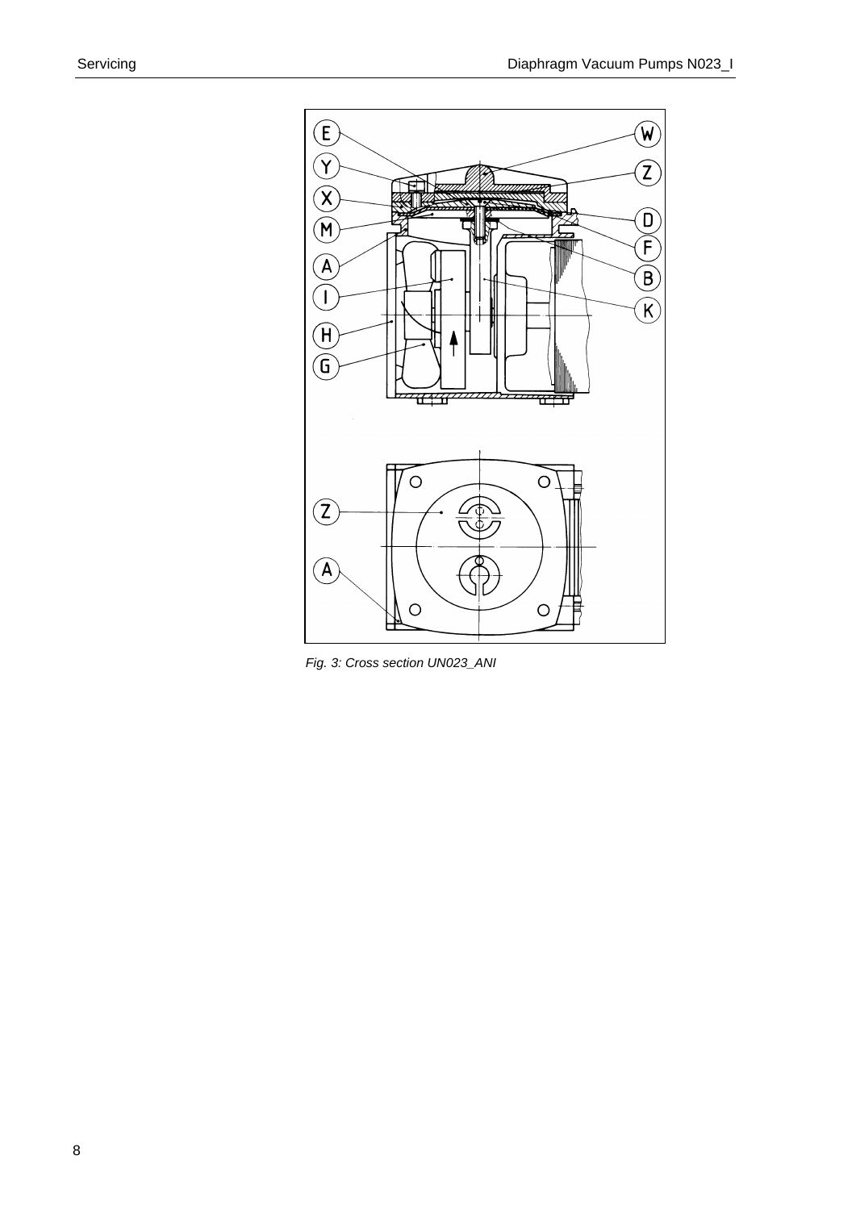*Fig. 3: Cross section UN023_ANI*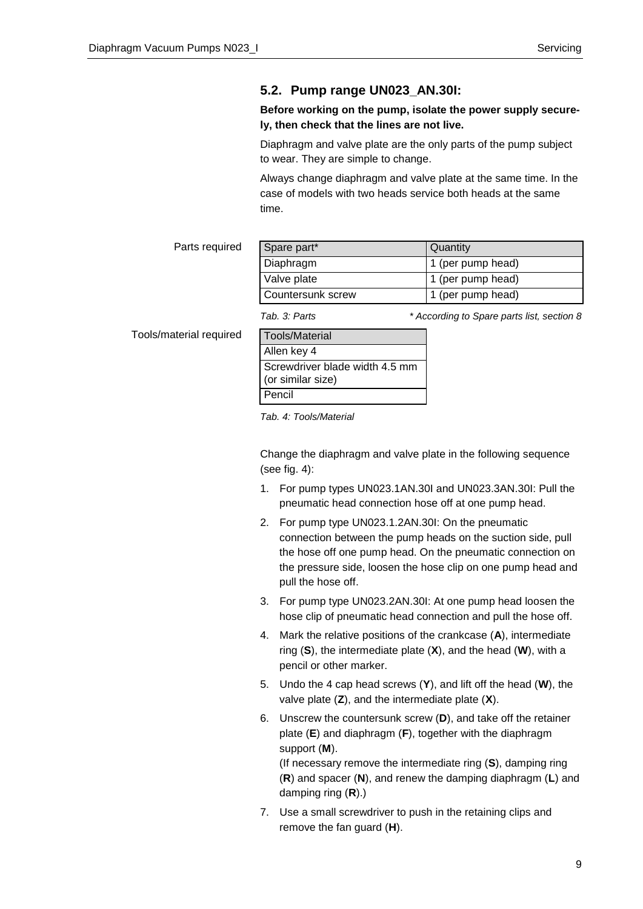## 5.2. Pump range UN023_AN.30I:

**Before working on the pump, isolate the power supply securely, then check that the lines are not live.**

Diaphragm and valve plate are the only parts of the pump subject to wear. They are simple to change.

Always change diaphragm and valve plate at the same time. In the case of models with two heads service both heads at the same time.

Parts required

| Spare part* | Quantity |
| --- | --- |
| Diaphragm | 1 (per pump head) |
| Valve plate | 1 (per pump head) |
| Countersunk screw | 1 (per pump head) |

*Tab. 3: Parts* *\* According to Spare parts list, section 8*

Tools/material required

| Tools/Material |
| --- |
| Allen key 4 |
| Screwdriver blade width 4.5 mm (or similar size) |
| Pencil |

*Tab. 4: Tools/Material*

Change the diaphragm and valve plate in the following sequence (see fig. 4):

1. For pump types UN023.1AN.30I and UN023.3AN.30I: Pull the pneumatic head connection hose off at one pump head.
2. For pump type UN023.1.2AN.30I: On the pneumatic connection between the pump heads on the suction side, pull the hose off one pump head. On the pneumatic connection on the pressure side, loosen the hose clip on one pump head and pull the hose off.
3. For pump type UN023.2AN.30I: At one pump head loosen the hose clip of pneumatic head connection and pull the hose off.
4. Mark the relative positions of the crankcase (**A**), intermediate ring (**S**), the intermediate plate (**X**), and the head (**W**), with a pencil or other marker.
5. Undo the 4 cap head screws (**Y**), and lift off the head (**W**), the valve plate (**Z**), and the intermediate plate (**X**).
6. Unscrew the countersunk screw (**D**), and take off the retainer plate (**E**) and diaphragm (**F**), together with the diaphragm support (**M**).
   (If necessary remove the intermediate ring (**S**), damping ring (**R**) and spacer (**N**), and renew the damping diaphragm (**L**) and damping ring (**R**).)
7. Use a small screwdriver to push in the retaining clips and remove the fan guard (**H**).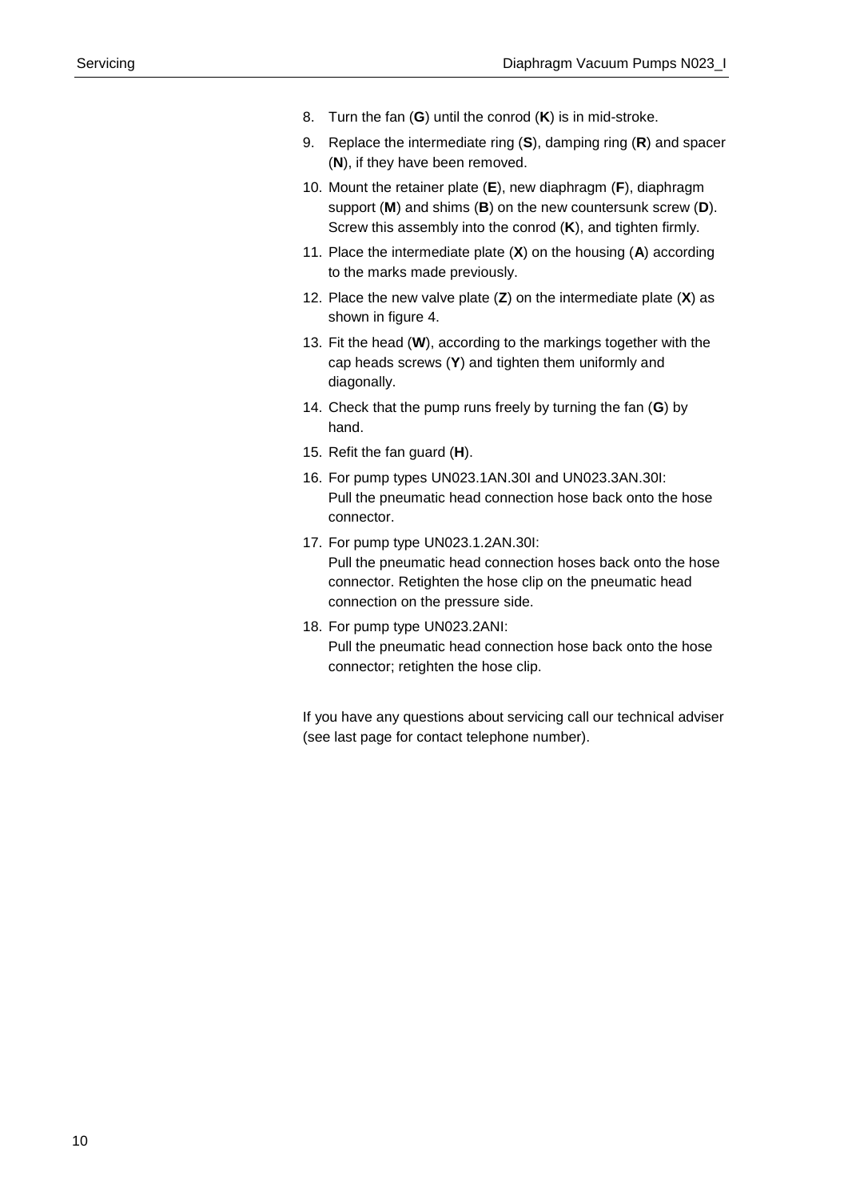8. Turn the fan (**G**) until the conrod (**K**) is in mid-stroke.
9. Replace the intermediate ring (**S**), damping ring (**R**) and spacer (**N**), if they have been removed.
10. Mount the retainer plate (**E**), new diaphragm (**F**), diaphragm support (**M**) and shims (**B**) on the new countersunk screw (**D**). Screw this assembly into the conrod (**K**), and tighten firmly.
11. Place the intermediate plate (**X**) on the housing (**A**) according to the marks made previously.
12. Place the new valve plate (**Z**) on the intermediate plate (**X**) as shown in figure 4.
13. Fit the head (**W**), according to the markings together with the cap heads screws (**Y**) and tighten them uniformly and diagonally.
14. Check that the pump runs freely by turning the fan (**G**) by hand.
15. Refit the fan guard (**H**).
16. For pump types UN023.1AN.30I and UN023.3AN.30I:
    Pull the pneumatic head connection hose back onto the hose connector.
17. For pump type UN023.1.2AN.30I:
    Pull the pneumatic head connection hoses back onto the hose connector. Retighten the hose clip on the pneumatic head connection on the pressure side.
18. For pump type UN023.2ANI:
    Pull the pneumatic head connection hose back onto the hose connector; retighten the hose clip.

If you have any questions about servicing call our technical adviser (see last page for contact telephone number).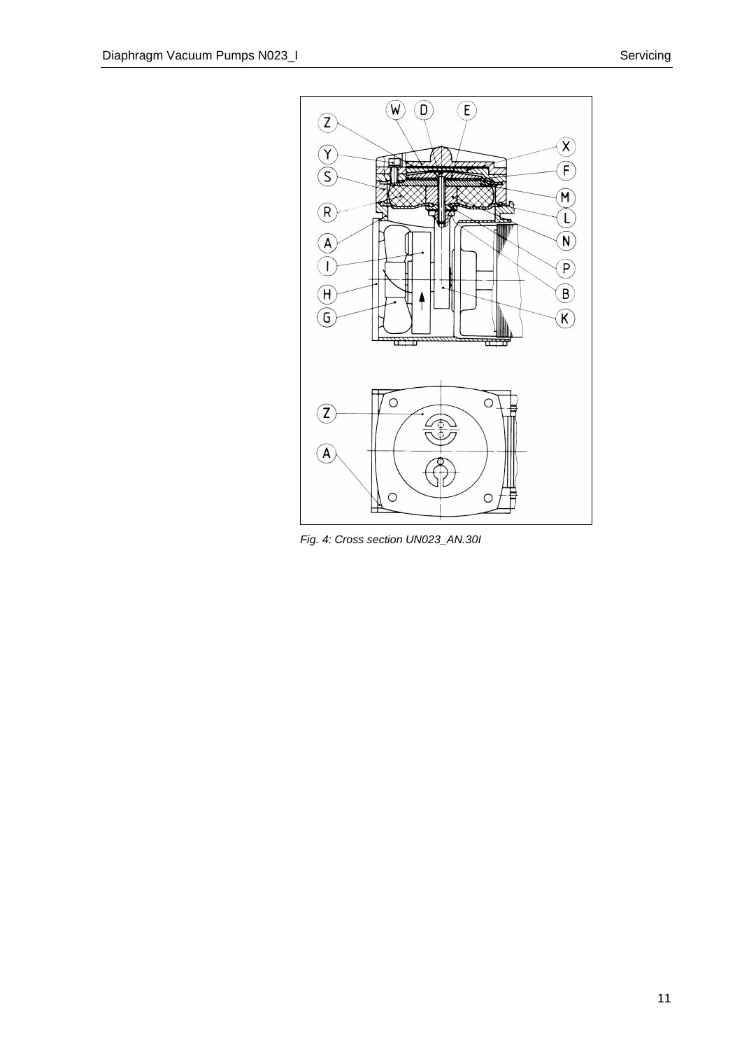*Fig. 4: Cross section UN023_AN.30I*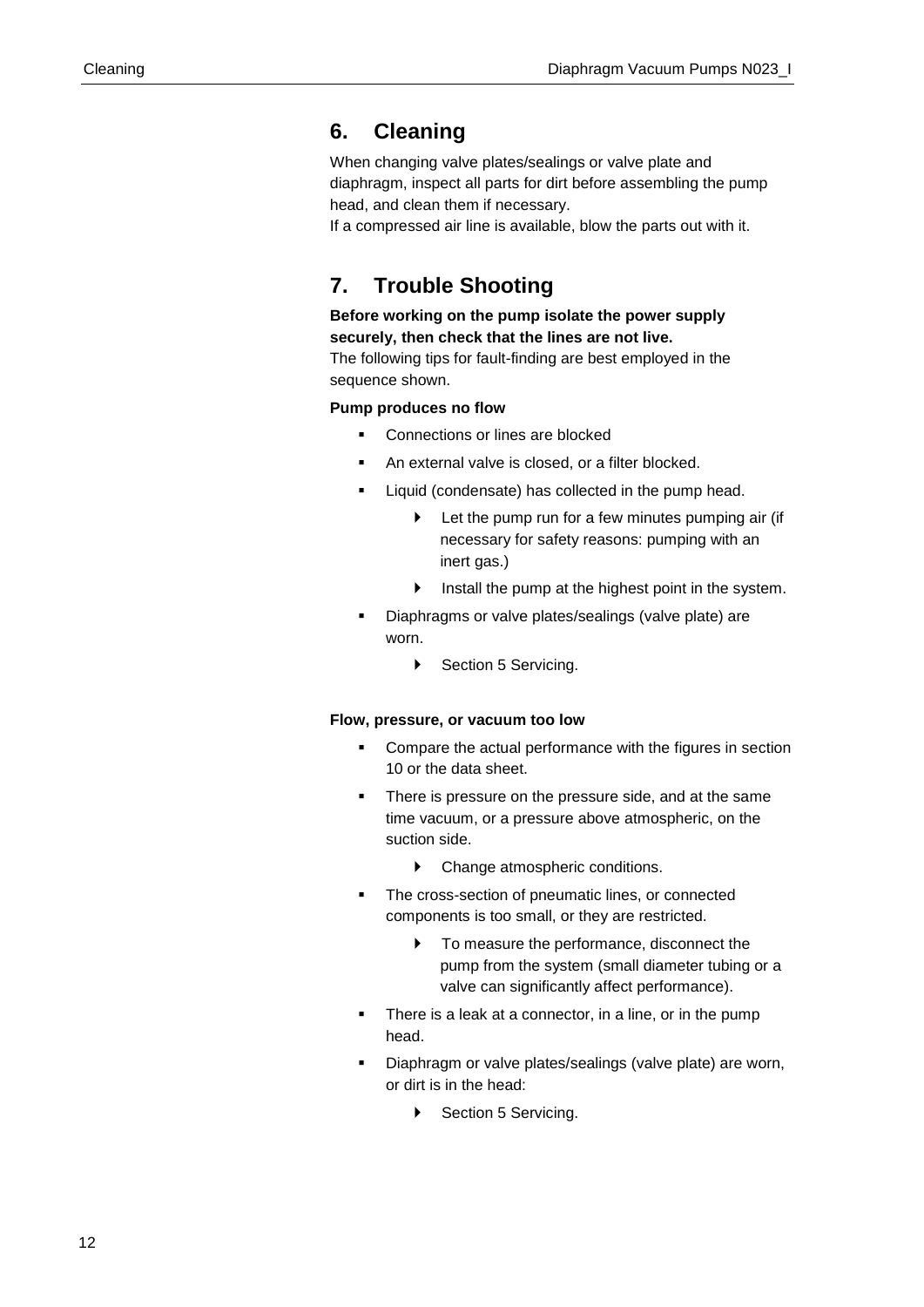## 6. Cleaning

When changing valve plates/sealings or valve plate and diaphragm, inspect all parts for dirt before assembling the pump head, and clean them if necessary.
If a compressed air line is available, blow the parts out with it.

## 7. Trouble Shooting

**Before working on the pump isolate the power supply securely, then check that the lines are not live.**
The following tips for fault-finding are best employed in the sequence shown.

**Pump produces no flow**

- Connections or lines are blocked
- An external valve is closed, or a filter blocked.
- Liquid (condensate) has collected in the pump head.
  - Let the pump run for a few minutes pumping air (if necessary for safety reasons: pumping with an inert gas.)
  - Install the pump at the highest point in the system.
- Diaphragms or valve plates/sealings (valve plate) are worn.
  - Section 5 Servicing.

**Flow, pressure, or vacuum too low**

- Compare the actual performance with the figures in section 10 or the data sheet.
- There is pressure on the pressure side, and at the same time vacuum, or a pressure above atmospheric, on the suction side.
  - Change atmospheric conditions.
- The cross-section of pneumatic lines, or connected components is too small, or they are restricted.
  - To measure the performance, disconnect the pump from the system (small diameter tubing or a valve can significantly affect performance).
- There is a leak at a connector, in a line, or in the pump head.
- Diaphragm or valve plates/sealings (valve plate) are worn, or dirt is in the head:
  - Section 5 Servicing.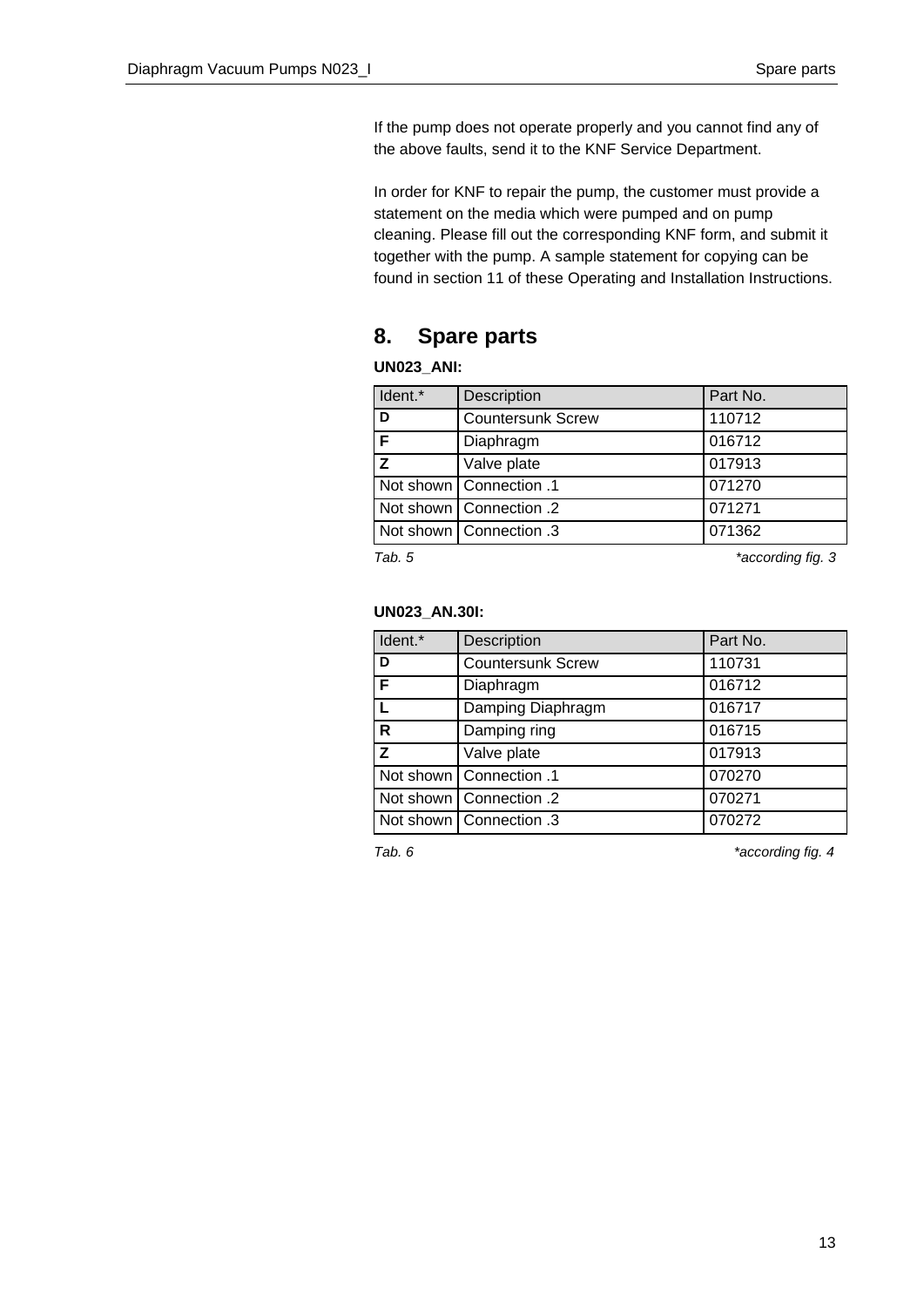If the pump does not operate properly and you cannot find any of the above faults, send it to the KNF Service Department.

In order for KNF to repair the pump, the customer must provide a statement on the media which were pumped and on pump cleaning. Please fill out the corresponding KNF form, and submit it together with the pump. A sample statement for copying can be found in section 11 of these Operating and Installation Instructions.

## 8. Spare parts

**UN023_ANI:**

| Ident.* | Description | Part No. |
|---|---|---|
| **D** | Countersunk Screw | 110712 |
| **F** | Diaphragm | 016712 |
| **Z** | Valve plate | 017913 |
| Not shown | Connection .1 | 071270 |
| Not shown | Connection .2 | 071271 |
| Not shown | Connection .3 | 071362 |

*Tab. 5* *\*according fig. 3*

**UN023_AN.30I:**

| Ident.* | Description | Part No. |
|---|---|---|
| **D** | Countersunk Screw | 110731 |
| **F** | Diaphragm | 016712 |
| **L** | Damping Diaphragm | 016717 |
| **R** | Damping ring | 016715 |
| **Z** | Valve plate | 017913 |
| Not shown | Connection .1 | 070270 |
| Not shown | Connection .2 | 070271 |
| Not shown | Connection .3 | 070272 |

*Tab. 6* *\*according fig. 4*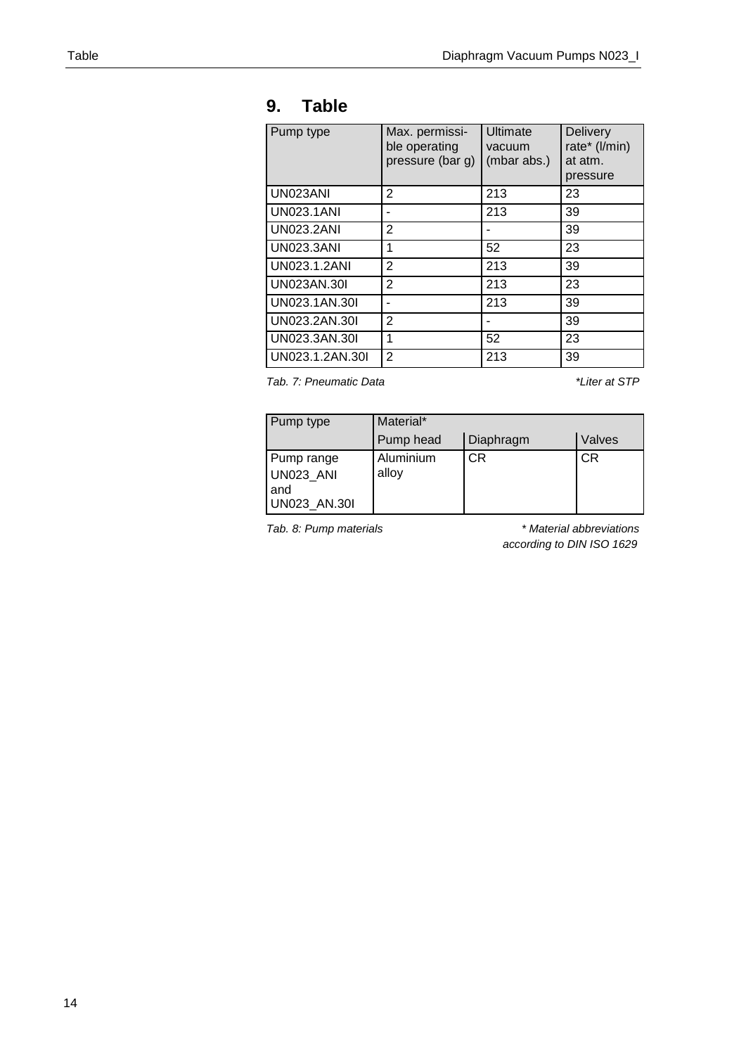# 9. Table

| Pump type | Max. permissible operating pressure (bar g) | Ultimate vacuum (mbar abs.) | Delivery rate* (l/min) at atm. pressure |
|---|---|---|---|
| UN023ANI | 2 | 213 | 23 |
| UN023.1ANI | - | 213 | 39 |
| UN023.2ANI | 2 | - | 39 |
| UN023.3ANI | 1 | 52 | 23 |
| UN023.1.2ANI | 2 | 213 | 39 |
| UN023AN.30I | 2 | 213 | 23 |
| UN023.1AN.30I | - | 213 | 39 |
| UN023.2AN.30I | 2 | - | 39 |
| UN023.3AN.30I | 1 | 52 | 23 |
| UN023.1.2AN.30I | 2 | 213 | 39 |

*Tab. 7: Pneumatic Data* *\*Liter at STP*

| Pump type | Material* | | |
|---|---|---|---|
| | Pump head | Diaphragm | Valves |
| Pump range UN023_ANI and UN023_AN.30I | Aluminium alloy | CR | CR |

*Tab. 8: Pump materials* *\* Material abbreviations according to DIN ISO 1629*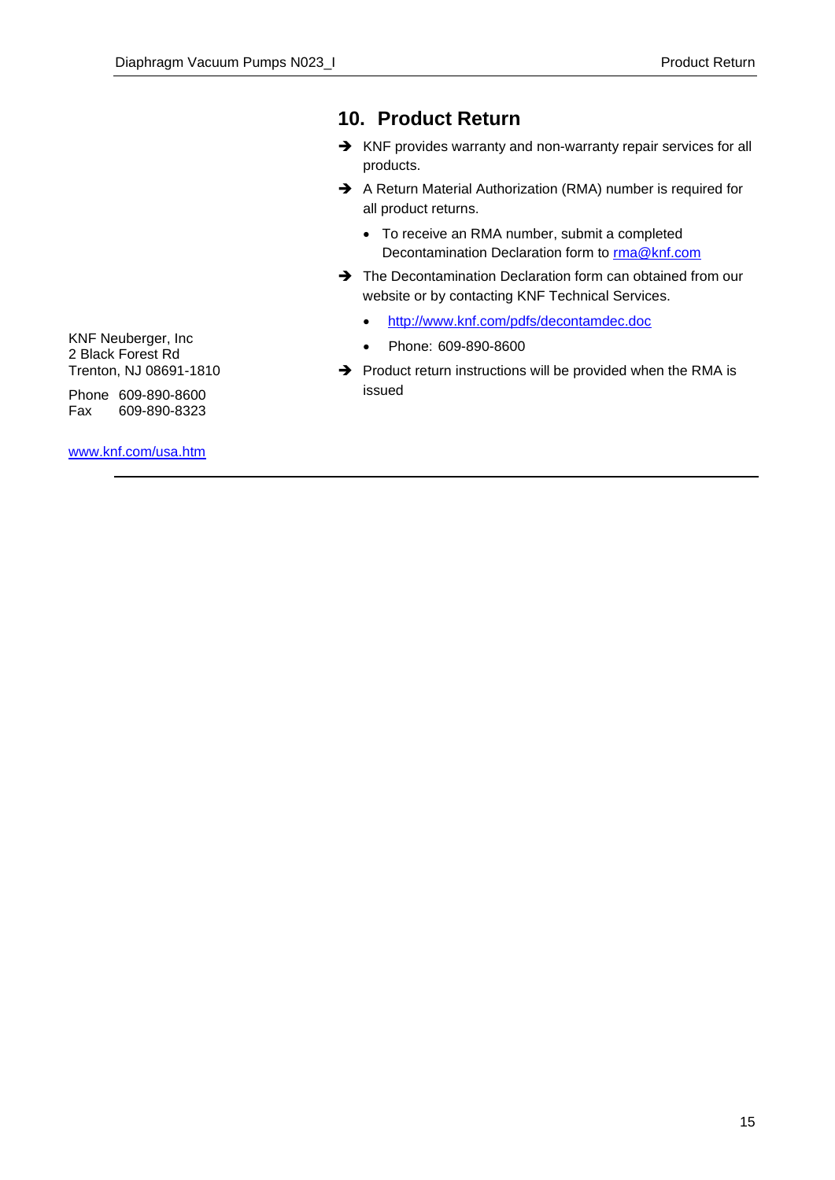## 10. Product Return

- KNF provides warranty and non-warranty repair services for all products.
- A Return Material Authorization (RMA) number is required for all product returns.
  - To receive an RMA number, submit a completed Decontamination Declaration form to rma@knf.com
- The Decontamination Declaration form can obtained from our website or by contacting KNF Technical Services.
  - http://www.knf.com/pdfs/decontamdec.doc
  - Phone: 609-890-8600
- Product return instructions will be provided when the RMA is issued

KNF Neuberger, Inc
2 Black Forest Rd
Trenton, NJ 08691-1810

Phone 609-890-8600
Fax 609-890-8323

www.knf.com/usa.htm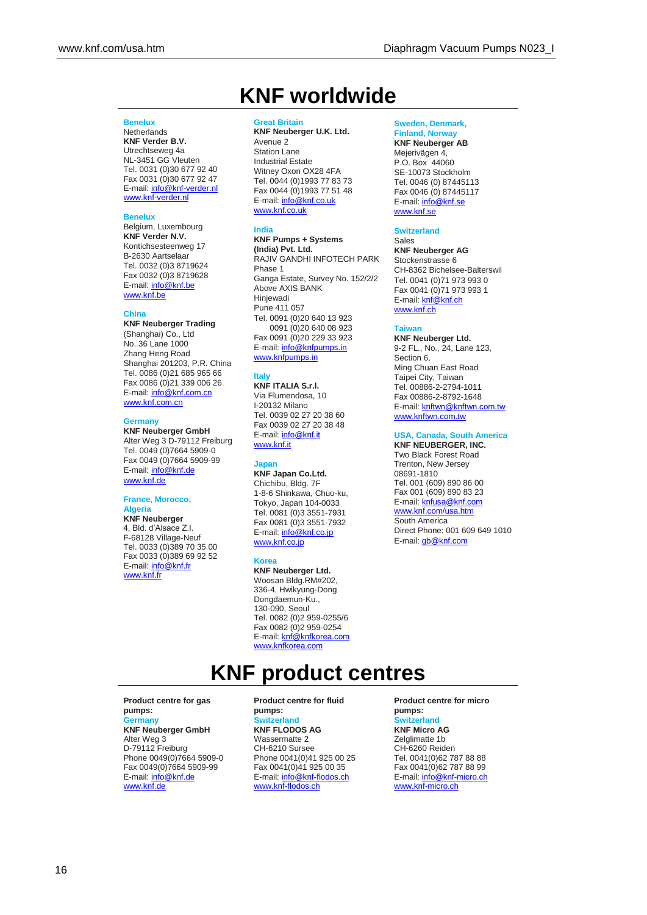# KNF worldwide

**Benelux**
Netherlands
**KNF Verder B.V.**
Utrechtseweg 4a
NL-3451 GG Vleuten
Tel. 0031 (0)30 677 92 40
Fax 0031 (0)30 677 92 47
E-mail: info@knf-verder.nl
www.knf-verder.nl

**Benelux**
Belgium, Luxembourg
**KNF Verder N.V.**
Kontichsesteenweg 17
B-2630 Aartselaar
Tel. 0032 (0)3 8719624
Fax 0032 (0)3 8719628
E-mail: info@knf.be
www.knf.be

**China**
**KNF Neuberger Trading**
(Shanghai) Co., Ltd
No. 36 Lane 1000
Zhang Heng Road
Shanghai 201203, P.R. China
Tel. 0086 (0)21 685 965 66
Fax 0086 (0)21 339 006 26
E-mail: info@knf.com.cn
www.knf.com.cn

**Germany**
**KNF Neuberger GmbH**
Alter Weg 3 D-79112 Freiburg
Tel. 0049 (0)7664 5909-0
Fax 0049 (0)7664 5909-99
E-mail: info@knf.de
www.knf.de

**France, Morocco, Algeria**
**KNF Neuberger**
4, Bld. d'Alsace Z.I.
F-68128 Village-Neuf
Tel. 0033 (0)389 70 35 00
Fax 0033 (0)389 69 92 52
E-mail: info@knf.fr
www.knf.fr

**Great Britain**
**KNF Neuberger U.K. Ltd.**
Avenue 2
Station Lane
Industrial Estate
Witney Oxon OX28 4FA
Tel. 0044 (0)1993 77 83 73
Fax 0044 (0)1993 77 51 48
E-mail: info@knf.co.uk
www.knf.co.uk

**India**
**KNF Pumps + Systems (India) Pvt. Ltd.**
RAJIV GANDHI INFOTECH PARK
Phase 1
Ganga Estate, Survey No. 152/2/2
Above AXIS BANK
Hinjewadi
Pune 411 057
Tel. 0091 (0)20 640 13 923
0091 (0)20 640 08 923
Fax 0091 (0)20 229 33 923
E-mail: info@knfpumps.in
www.knfpumps.in

**Italy**
**KNF ITALIA S.r.l.**
Via Flumendosa, 10
I-20132 Milano
Tel. 0039 02 27 20 38 60
Fax 0039 02 27 20 38 48
E-mail: info@knf.it
www.knf.it

**Japan**
**KNF Japan Co.Ltd.**
Chichibu, Bldg. 7F
1-8-6 Shinkawa, Chuo-ku,
Tokyo, Japan 104-0033
Tel. 0081 (0)3 3551-7931
Fax 0081 (0)3 3551-7932
E-mail: info@knf.co.jp
www.knf.co.jp

**Korea**
**KNF Neuberger Ltd.**
Woosan Bldg.RM#202,
336-4, Hwikyung-Dong
Dongdaemun-Ku.,
130-090, Seoul
Tel. 0082 (0)2 959-0255/6
Fax 0082 (0)2 959-0254
E-mail: knf@knfkorea.com
www.knfkorea.com

**Sweden, Denmark, Finland, Norway**
**KNF Neuberger AB**
Mejerivägen 4,
P.O. Box 44060
SE-10073 Stockholm
Tel. 0046 (0) 87445113
Fax 0046 (0) 87445117
E-mail: info@knf.se
www.knf.se

**Switzerland**
Sales
**KNF Neuberger AG**
Stockenstrasse 6
CH-8362 Bichelsee-Balterswil
Tel. 0041 (0)71 973 993 0
Fax 0041 (0)71 973 993 1
E-mail: knf@knf.ch
www.knf.ch

**Taiwan**
**KNF Neuberger Ltd.**
9-2 FL., No., 24, Lane 123,
Section 6,
Ming Chuan East Road
Taipei City, Taiwan
Tel. 00886-2-2794-1011
Fax 00886-2-8792-1648
E-mail: knftwn@knftwn.com.tw
www.knftwn.com.tw

**USA, Canada, South America**
**KNF NEUBERGER, INC.**
Two Black Forest Road
Trenton, New Jersey
08691-1810
Tel. 001 (609) 890 86 00
Fax 001 (609) 890 83 23
E-mail: knfusa@knf.com
www.knf.com/usa.htm
South America
Direct Phone: 001 609 649 1010
E-mail: gb@knf.com

# KNF product centres

**Product centre for gas pumps:**
**Germany**
**KNF Neuberger GmbH**
Alter Weg 3
D-79112 Freiburg
Phone 0049(0)7664 5909-0
Fax 0049(0)7664 5909-99
E-mail: info@knf.de
www.knf.de

**Product centre for fluid pumps:**
**Switzerland**
**KNF FLODOS AG**
Wassermatte 2
CH-6210 Sursee
Phone 0041(0)41 925 00 25
Fax 0041(0)41 925 00 35
E-mail: info@knf-flodos.ch
www.knf-flodos.ch

**Product centre for micro pumps:**
**Switzerland**
**KNF Micro AG**
Zelglimatte 1b
CH-6260 Reiden
Tel. 0041(0)62 787 88 88
Fax 0041(0)62 787 88 99
E-mail: info@knf-micro.ch
www.knf-micro.ch